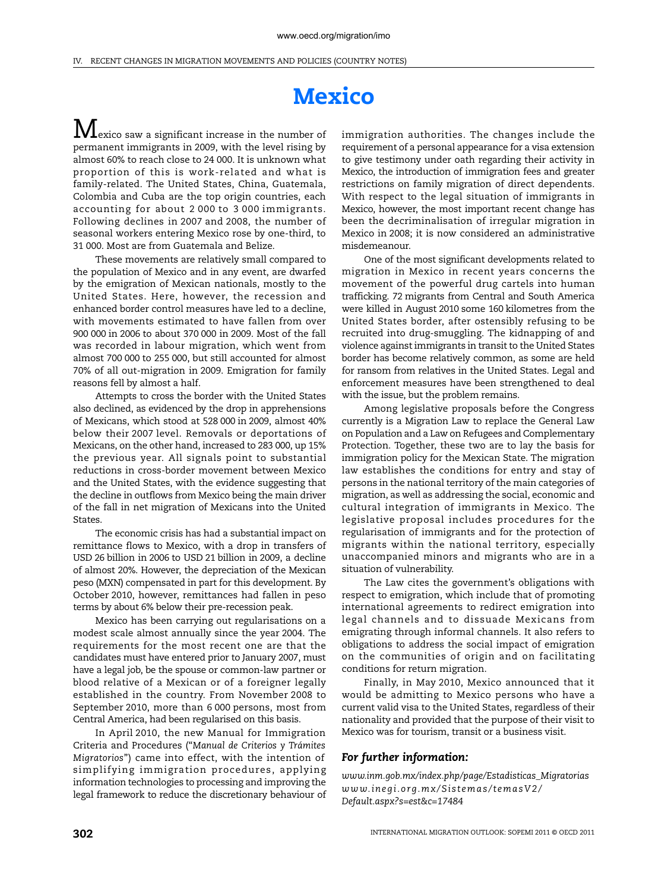# Mexico

Mexico saw a significant increase in the number of permanent immigrants in 2009, with the level rising by almost 60% to reach close to 24 000. It is unknown what proportion of this is work-related and what is family-related. The United States, China, Guatemala, Colombia and Cuba are the top origin countries, each accounting for about 2 000 to 3 000 immigrants. Following declines in 2007 and 2008, the number of seasonal workers entering Mexico rose by one-third, to 31 000. Most are from Guatemala and Belize.

These movements are relatively small compared to the population of Mexico and in any event, are dwarfed by the emigration of Mexican nationals, mostly to the United States. Here, however, the recession and enhanced border control measures have led to a decline, with movements estimated to have fallen from over 900 000 in 2006 to about 370 000 in 2009. Most of the fall was recorded in labour migration, which went from almost 700 000 to 255 000, but still accounted for almost 70% of all out-migration in 2009. Emigration for family reasons fell by almost a half.

Attempts to cross the border with the United States also declined, as evidenced by the drop in apprehensions of Mexicans, which stood at 528 000 in 2009, almost 40% below their 2007 level. Removals or deportations of Mexicans, on the other hand, increased to 283 000, up 15% the previous year. All signals point to substantial reductions in cross-border movement between Mexico and the United States, with the evidence suggesting that the decline in outflows from Mexico being the main driver of the fall in net migration of Mexicans into the United States.

The economic crisis has had a substantial impact on remittance flows to Mexico, with a drop in transfers of USD 26 billion in 2006 to USD 21 billion in 2009, a decline of almost 20%. However, the depreciation of the Mexican peso (MXN) compensated in part for this development. By October 2010, however, remittances had fallen in peso terms by about 6% below their pre-recession peak.

Mexico has been carrying out regularisations on a modest scale almost annually since the year 2004. The requirements for the most recent one are that the candidates must have entered prior to January 2007, must have a legal job, be the spouse or common-law partner or blood relative of a Mexican or of a foreigner legally established in the country. From November 2008 to September 2010, more than 6 000 persons, most from Central America, had been regularised on this basis.

In April 2010, the new Manual for Immigration Criteria and Procedures ("*Manual de Criterios y Trámites Migratorios*") came into effect, with the intention of simplifying immigration procedures, applying information technologies to processing and improving the legal framework to reduce the discretionary behaviour of immigration authorities. The changes include the requirement of a personal appearance for a visa extension to give testimony under oath regarding their activity in Mexico, the introduction of immigration fees and greater restrictions on family migration of direct dependents. With respect to the legal situation of immigrants in Mexico, however, the most important recent change has been the decriminalisation of irregular migration in Mexico in 2008; it is now considered an administrative misdemeanour.

One of the most significant developments related to migration in Mexico in recent years concerns the movement of the powerful drug cartels into human trafficking. 72 migrants from Central and South America were killed in August 2010 some 160 kilometres from the United States border, after ostensibly refusing to be recruited into drug-smuggling. The kidnapping of and violence against immigrants in transit to the United States border has become relatively common, as some are held for ransom from relatives in the United States. Legal and enforcement measures have been strengthened to deal with the issue, but the problem remains.

Among legislative proposals before the Congress currently is a Migration Law to replace the General Law on Population and a Law on Refugees and Complementary Protection. Together, these two are to lay the basis for immigration policy for the Mexican State. The migration law establishes the conditions for entry and stay of persons in the national territory of the main categories of migration, as well as addressing the social, economic and cultural integration of immigrants in Mexico. The legislative proposal includes procedures for the regularisation of immigrants and for the protection of migrants within the national territory, especially unaccompanied minors and migrants who are in a situation of vulnerability.

The Law cites the government's obligations with respect to emigration, which include that of promoting international agreements to redirect emigration into legal channels and to dissuade Mexicans from emigrating through informal channels. It also refers to obligations to address the social impact of emigration on the communities of origin and on facilitating conditions for return migration.

Finally, in May 2010, Mexico announced that it would be admitting to Mexico persons who have a current valid visa to the United States, regardless of their nationality and provided that the purpose of their visit to Mexico was for tourism, transit or a business visit.

### *For further information:*

*www.inm.gob.mx/index.php/page/Estadisticas_Migratorias*
*www.inegi.org.mx/Sistemas/temasV2/Default.aspx?s=est&c=17484*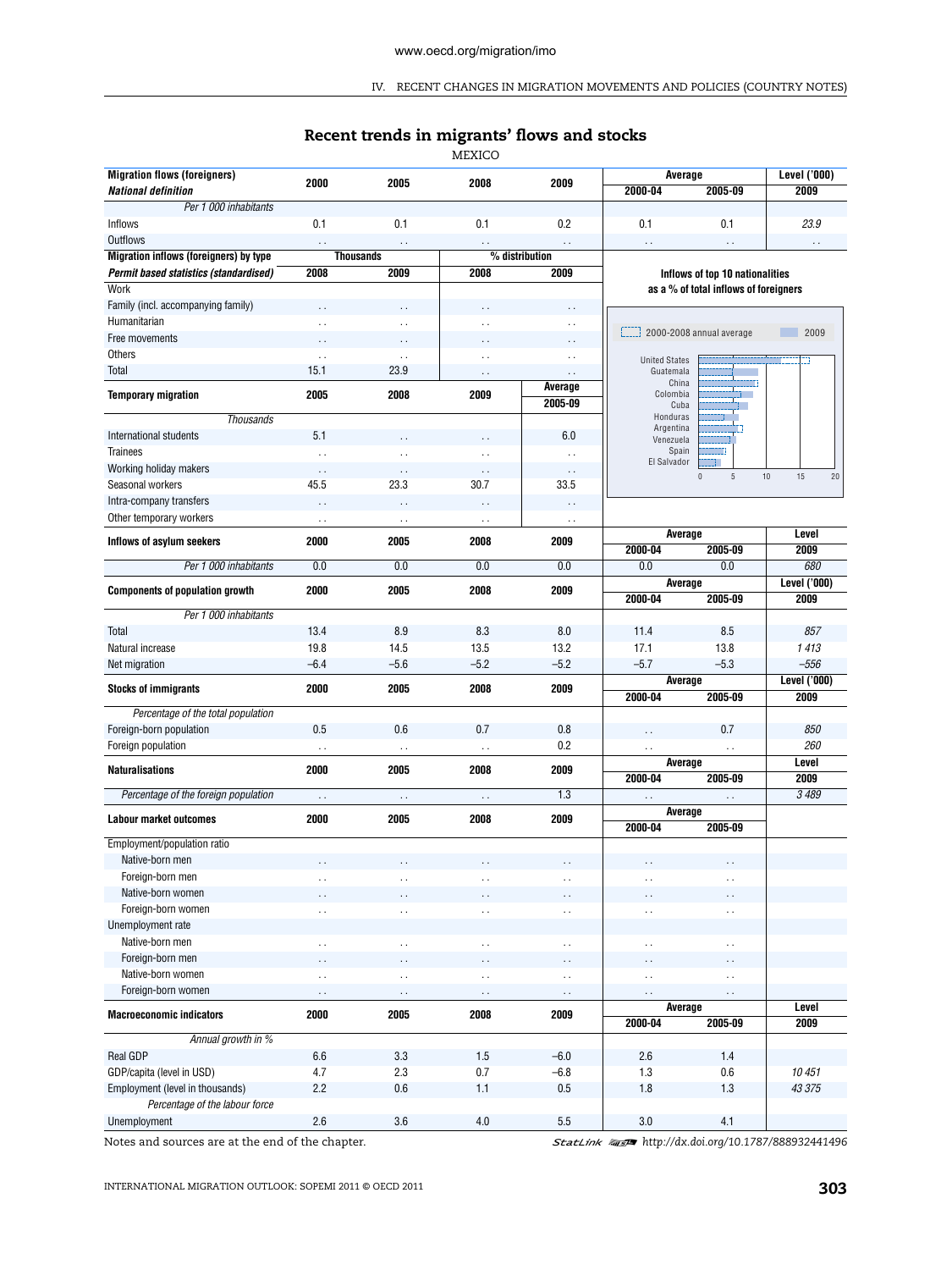www.oecd.org/migration/imo

## Recent trends in migrants' flows and stocks

MEXICO

| Migration flows (foreigners) *National definition* | 2000 | 2005 | 2008 | 2009 | Average 2000-04 | Average 2005-09 | Level ('000) 2009 |
|---|---|---|---|---|---|---|---|
| *Per 1 000 inhabitants* | | | | | | | |
| Inflows | 0.1 | 0.1 | 0.1 | 0.2 | 0.1 | 0.1 | *23.9* |
| Outflows | . . | . . | . . | . . | . . | . . | . . |

| Migration inflows (foreigners) by type *Permit based statistics (standardised)* | Thousands 2008 | Thousands 2009 | % distribution 2008 | % distribution 2009 |
|---|---|---|---|---|
| Work | | | | |
| Family (incl. accompanying family) | . . | . . | . . | . . |
| Humanitarian | . . | . . | . . | . . |
| Free movements | . . | . . | . . | . . |
| Others | . . | . . | . . | . . |
| Total | 15.1 | 23.9 | . . | . . |

Inflows of top 10 nationalities as a % of total inflows of foreigners

2000-2008 annual average 2009

United States
Guatemala
China
Colombia
Cuba
Honduras
Argentina
Venezuela
Spain
El Salvador

0 5 10 15 20

| Temporary migration | 2005 | 2008 | 2009 | Average 2005-09 |
|---|---|---|---|---|
| *Thousands* | | | | |
| International students | 5.1 | . . | . . | 6.0 |
| Trainees | . . | . . | . . | . . |
| Working holiday makers | . . | . . | . . | . . |
| Seasonal workers | 45.5 | 23.3 | 30.7 | 33.5 |
| Intra-company transfers | . . | . . | . . | . . |
| Other temporary workers | . . | . . | . . | . . |

| Inflows of asylum seekers | 2000 | 2005 | 2008 | 2009 | Average 2000-04 | Average 2005-09 | Level 2009 |
|---|---|---|---|---|---|---|---|
| *Per 1 000 inhabitants* | 0.0 | 0.0 | 0.0 | 0.0 | 0.0 | 0.0 | *680* |

| Components of population growth | 2000 | 2005 | 2008 | 2009 | Average 2000-04 | Average 2005-09 | Level ('000) 2009 |
|---|---|---|---|---|---|---|---|
| *Per 1 000 inhabitants* | | | | | | | |
| Total | 13.4 | 8.9 | 8.3 | 8.0 | 11.4 | 8.5 | *857* |
| Natural increase | 19.8 | 14.5 | 13.5 | 13.2 | 17.1 | 13.8 | *1 413* |
| Net migration | –6.4 | –5.6 | –5.2 | –5.2 | –5.7 | –5.3 | *–556* |

| Stocks of immigrants | 2000 | 2005 | 2008 | 2009 | Average 2000-04 | Average 2005-09 | Level ('000) 2009 |
|---|---|---|---|---|---|---|---|
| *Percentage of the total population* | | | | | | | |
| Foreign-born population | 0.5 | 0.6 | 0.7 | 0.8 | . . | 0.7 | *850* |
| Foreign population | . . | . . | . . | 0.2 | . . | . . | *260* |

| Naturalisations | 2000 | 2005 | 2008 | 2009 | Average 2000-04 | Average 2005-09 | Level 2009 |
|---|---|---|---|---|---|---|---|
| *Percentage of the foreign population* | . . | . . | . . | 1.3 | . . | . . | *3 489* |

| Labour market outcomes | 2000 | 2005 | 2008 | 2009 | Average 2000-04 | Average 2005-09 |
|---|---|---|---|---|---|---|
| Employment/population ratio | | | | | | |
| Native-born men | . . | . . | . . | . . | . . | . . |
| Foreign-born men | . . | . . | . . | . . | . . | . . |
| Native-born women | . . | . . | . . | . . | . . | . . |
| Foreign-born women | . . | . . | . . | . . | . . | . . |
| Unemployment rate | | | | | | |
| Native-born men | . . | . . | . . | . . | . . | . . |
| Foreign-born men | . . | . . | . . | . . | . . | . . |
| Native-born women | . . | . . | . . | . . | . . | . . |
| Foreign-born women | . . | . . | . . | . . | . . | . . |

| Macroeconomic indicators | 2000 | 2005 | 2008 | 2009 | Average 2000-04 | Average 2005-09 | Level 2009 |
|---|---|---|---|---|---|---|---|
| *Annual growth in %* | | | | | | | |
| Real GDP | 6.6 | 3.3 | 1.5 | –6.0 | 2.6 | 1.4 | |
| GDP/capita (level in USD) | 4.7 | 2.3 | 0.7 | –6.8 | 1.3 | 0.6 | *10 451* |
| Employment (level in thousands) | 2.2 | 0.6 | 1.1 | 0.5 | 1.8 | 1.3 | *43 375* |
| *Percentage of the labour force* | | | | | | | |
| Unemployment | 2.6 | 3.6 | 4.0 | 5.5 | 3.0 | 4.1 | |

Notes and sources are at the end of the chapter.

StatLink http://dx.doi.org/10.1787/888932441496